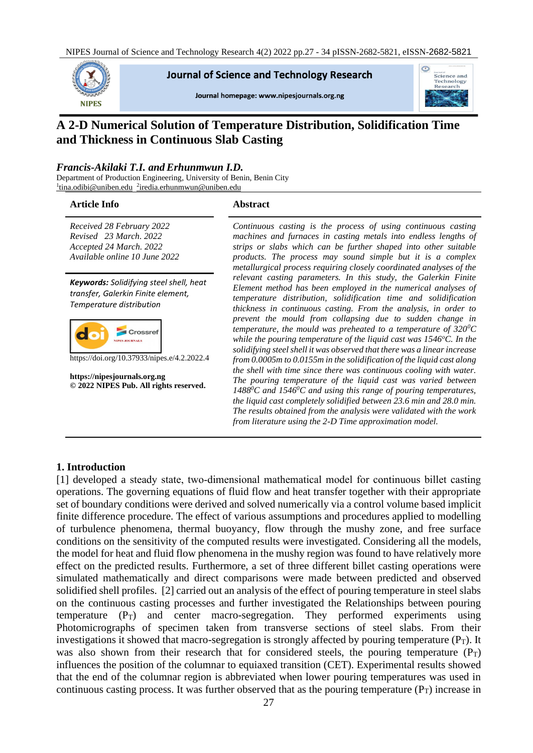# A 2-D Numerical Solution of Temperature Distribution, Solidification Time and Thickness in Continuous Slab Casting

***Francis-Akilaki T.I. and Erhunmwun I.D.***

Department of Production Engineering, University of Benin, Benin City

[1]tina.odibi@uniben.edu [2]iredia.erhunmwun@uniben.edu

## Article Info

*Received 28 February 2022*
*Revised 23 March. 2022*
*Accepted 24 March. 2022*
*Available online 10 June 2022*

***Keywords:*** *Solidifying steel shell, heat transfer, Galerkin Finite element, Temperature distribution*

https://doi.org/10.37933/nipes.e/4.2.2022.4

**https://nipesjournals.org.ng**
**© 2022 NIPES Pub. All rights reserved.**

## Abstract

*Continuous casting is the process of using continuous casting machines and furnaces in casting metals into endless lengths of strips or slabs which can be further shaped into other suitable products. The process may sound simple but it is a complex metallurgical process requiring closely coordinated analyses of the relevant casting parameters. In this study, the Galerkin Finite Element method has been employed in the numerical analyses of temperature distribution, solidification time and solidification thickness in continuous casting. From the analysis, in order to prevent the mould from collapsing due to sudden change in temperature, the mould was preheated to a temperature of 320$^0$C while the pouring temperature of the liquid cast was 1546$^o$C. In the solidifying steel shell it was observed that there was a linear increase from 0.0005m to 0.0155m in the solidification of the liquid cast along the shell with time since there was continuous cooling with water. The pouring temperature of the liquid cast was varied between 1488$^0$C and 1546$^0$C and using this range of pouring temperatures, the liquid cast completely solidified between 23.6 min and 28.0 min. The results obtained from the analysis were validated with the work from literature using the 2-D Time approximation model.*

## 1. Introduction

[1] developed a steady state, two-dimensional mathematical model for continuous billet casting operations. The governing equations of fluid flow and heat transfer together with their appropriate set of boundary conditions were derived and solved numerically via a control volume based implicit finite difference procedure. The effect of various assumptions and procedures applied to modelling of turbulence phenomena, thermal buoyancy, flow through the mushy zone, and free surface conditions on the sensitivity of the computed results were investigated. Considering all the models, the model for heat and fluid flow phenomena in the mushy region was found to have relatively more effect on the predicted results. Furthermore, a set of three different billet casting operations were simulated mathematically and direct comparisons were made between predicted and observed solidified shell profiles. [2] carried out an analysis of the effect of pouring temperature in steel slabs on the continuous casting processes and further investigated the Relationships between pouring temperature ($P_T$) and center macro-segregation. They performed experiments using Photomicrographs of specimen taken from transverse sections of steel slabs. From their investigations it showed that macro-segregation is strongly affected by pouring temperature ($P_T$). It was also shown from their research that for considered steels, the pouring temperature ($P_T$) influences the position of the columnar to equiaxed transition (CET). Experimental results showed that the end of the columnar region is abbreviated when lower pouring temperatures was used in continuous casting process. It was further observed that as the pouring temperature ($P_T$) increase in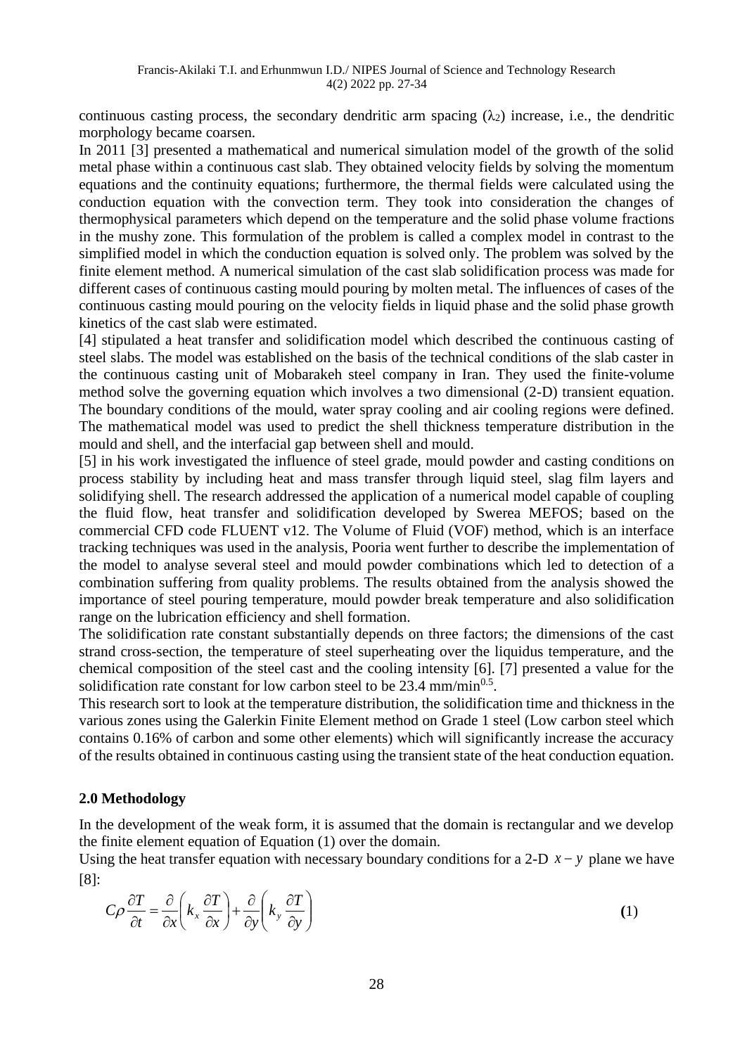continuous casting process, the secondary dendritic arm spacing ($\lambda_2$) increase, i.e., the dendritic morphology became coarsen.

In 2011 [3] presented a mathematical and numerical simulation model of the growth of the solid metal phase within a continuous cast slab. They obtained velocity fields by solving the momentum equations and the continuity equations; furthermore, the thermal fields were calculated using the conduction equation with the convection term. They took into consideration the changes of thermophysical parameters which depend on the temperature and the solid phase volume fractions in the mushy zone. This formulation of the problem is called a complex model in contrast to the simplified model in which the conduction equation is solved only. The problem was solved by the finite element method. A numerical simulation of the cast slab solidification process was made for different cases of continuous casting mould pouring by molten metal. The influences of cases of the continuous casting mould pouring on the velocity fields in liquid phase and the solid phase growth kinetics of the cast slab were estimated.

[4] stipulated a heat transfer and solidification model which described the continuous casting of steel slabs. The model was established on the basis of the technical conditions of the slab caster in the continuous casting unit of Mobarakeh steel company in Iran. They used the finite-volume method solve the governing equation which involves a two dimensional (2-D) transient equation. The boundary conditions of the mould, water spray cooling and air cooling regions were defined. The mathematical model was used to predict the shell thickness temperature distribution in the mould and shell, and the interfacial gap between shell and mould.

[5] in his work investigated the influence of steel grade, mould powder and casting conditions on process stability by including heat and mass transfer through liquid steel, slag film layers and solidifying shell. The research addressed the application of a numerical model capable of coupling the fluid flow, heat transfer and solidification developed by Swerea MEFOS; based on the commercial CFD code FLUENT v12. The Volume of Fluid (VOF) method, which is an interface tracking techniques was used in the analysis, Pooria went further to describe the implementation of the model to analyse several steel and mould powder combinations which led to detection of a combination suffering from quality problems. The results obtained from the analysis showed the importance of steel pouring temperature, mould powder break temperature and also solidification range on the lubrication efficiency and shell formation.

The solidification rate constant substantially depends on three factors; the dimensions of the cast strand cross-section, the temperature of steel superheating over the liquidus temperature, and the chemical composition of the steel cast and the cooling intensity [6]. [7] presented a value for the solidification rate constant for low carbon steel to be 23.4 $mm/min^{0.5}$.

This research sort to look at the temperature distribution, the solidification time and thickness in the various zones using the Galerkin Finite Element method on Grade 1 steel (Low carbon steel which contains 0.16% of carbon and some other elements) which will significantly increase the accuracy of the results obtained in continuous casting using the transient state of the heat conduction equation.

## 2.0 Methodology

In the development of the weak form, it is assumed that the domain is rectangular and we develop the finite element equation of Equation (1) over the domain.

Using the heat transfer equation with necessary boundary conditions for a 2-D $x-y$ plane we have [8]:

$$C\rho\frac{\partial T}{\partial t}=\frac{\partial}{\partial x}\left(k_x\frac{\partial T}{\partial x}\right)+\frac{\partial}{\partial y}\left(k_y\frac{\partial T}{\partial y}\right) \tag{1}$$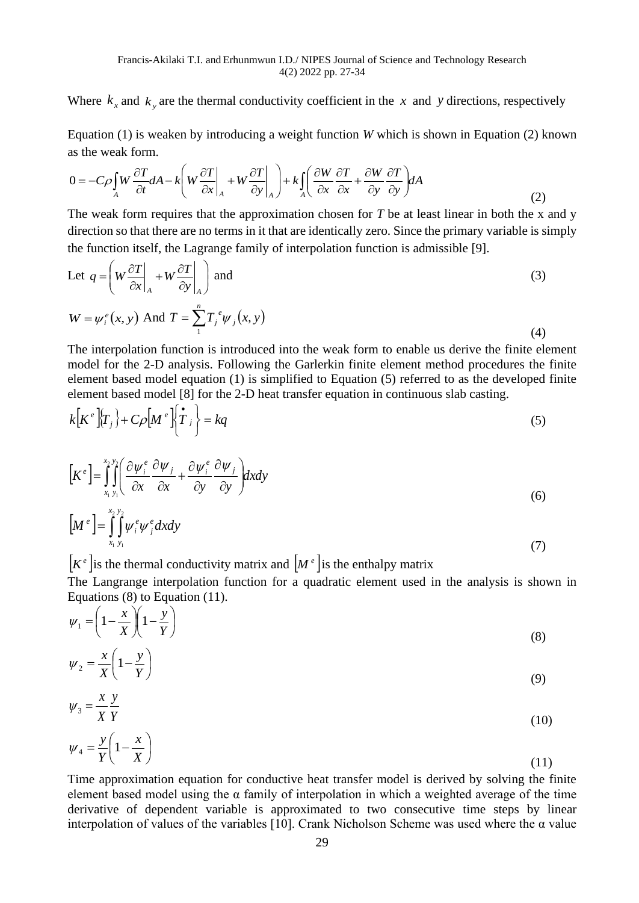Where $k_x$ and $k_y$ are the thermal conductivity coefficient in the $x$ and $y$ directions, respectively

Equation (1) is weaken by introducing a weight function *W* which is shown in Equation (2) known as the weak form.

$$0 = -C\rho \int_A W \frac{\partial T}{\partial t} dA - k\left( W \frac{\partial T}{\partial x}\bigg|_A + W \frac{\partial T}{\partial y}\bigg|_A \right) + k \int_A \left( \frac{\partial W}{\partial x}\frac{\partial T}{\partial x} + \frac{\partial W}{\partial y}\frac{\partial T}{\partial y} \right) dA \tag{2}$$

The weak form requires that the approximation chosen for *T* be at least linear in both the x and y direction so that there are no terms in it that are identically zero. Since the primary variable is simply the function itself, the Lagrange family of interpolation function is admissible [9].

$$\text{Let } q = \left( W \frac{\partial T}{\partial x}\bigg|_A + W \frac{\partial T}{\partial y}\bigg|_A \right) \text{ and} \tag{3}$$

$$W = \psi_i^e(x, y) \text{ And } T = \sum_1^n T_j^e \psi_j(x, y) \tag{4}$$

The interpolation function is introduced into the weak form to enable us derive the finite element model for the 2-D analysis. Following the Garlerkin finite element method procedures the finite element based model equation (1) is simplified to Equation (5) referred to as the developed finite element based model [8] for the 2-D heat transfer equation in continuous slab casting.

$$k\left[K^e\right]\{T_j\} + C\rho\left[M^e\right]\left\{\dot{T}_j\right\} = kq \tag{5}$$

$$\left[K^e\right] = \int_{x_1}^{x_2}\int_{y_1}^{y_2} \left( \frac{\partial \psi_i^e}{\partial x}\frac{\partial \psi_j}{\partial x} + \frac{\partial \psi_i^e}{\partial y}\frac{\partial \psi_j}{\partial y} \right) dxdy \tag{6}$$

$$\left[M^e\right] = \int_{x_1}^{x_2}\int_{y_1}^{y_2} \psi_i^e \psi_j^e dxdy \tag{7}$$

$\left[K^e\right]$ is the thermal conductivity matrix and $\left[M^e\right]$ is the enthalpy matrix

The Langrange interpolation function for a quadratic element used in the analysis is shown in Equations (8) to Equation (11).

$$\psi_1 = \left(1 - \frac{x}{X}\right)\left(1 - \frac{y}{Y}\right) \tag{8}$$

$$\psi_2 = \frac{x}{X}\left(1 - \frac{y}{Y}\right) \tag{9}$$

$$\psi_3 = \frac{x}{X}\frac{y}{Y} \tag{10}$$

$$\psi_4 = \frac{y}{Y}\left(1 - \frac{x}{X}\right) \tag{11}$$

Time approximation equation for conductive heat transfer model is derived by solving the finite element based model using the α family of interpolation in which a weighted average of the time derivative of dependent variable is approximated to two consecutive time steps by linear interpolation of values of the variables [10]. Crank Nicholson Scheme was used where the α value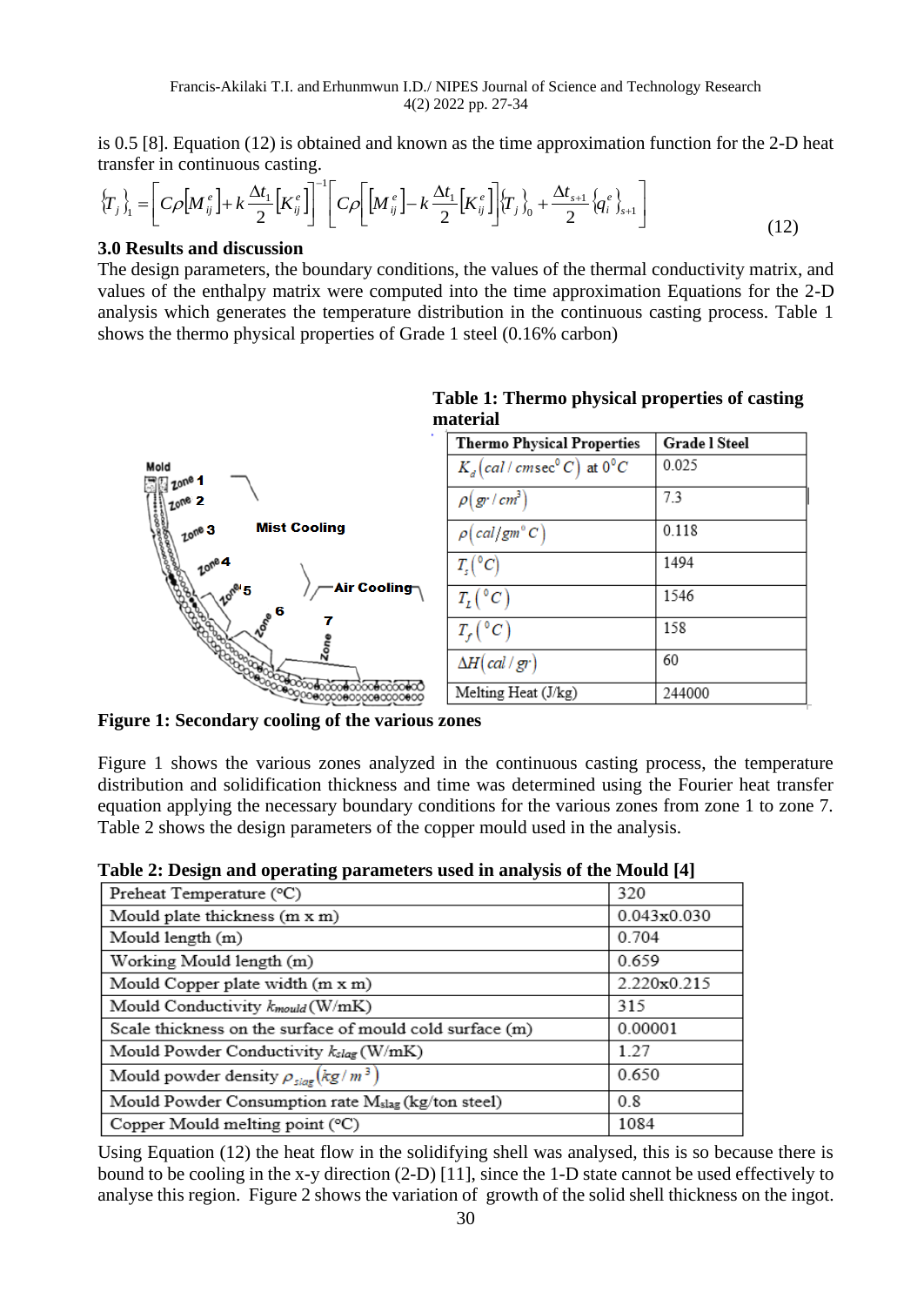is 0.5 [8]. Equation (12) is obtained and known as the time approximation function for the 2-D heat transfer in continuous casting.

$$\{T_j\}_1 = \left[C\rho\left[M_{ij}^e\right] + k\frac{\Delta t_1}{2}\left[K_{ij}^e\right]\right]^{-1}\left[C\rho\left[\left[M_{ij}^e\right] - k\frac{\Delta t_1}{2}\left[K_{ij}^e\right]\right]\{T_j\}_0 + \frac{\Delta t_{s+1}}{2}\{q_i^e\}_{s+1}\right] \tag{12}$$

## 3.0 Results and discussion

The design parameters, the boundary conditions, the values of the thermal conductivity matrix, and values of the enthalpy matrix were computed into the time approximation Equations for the 2-D analysis which generates the temperature distribution in the continuous casting process. Table 1 shows the thermo physical properties of Grade 1 steel (0.16% carbon)

**Table 1: Thermo physical properties of casting material**

| Thermo Physical Properties | Grade l Steel |
|---|---|
| $K_d\left(cal/cm\sec^\circ C\right)$ at $0^\circ C$ | 0.025 |
| $\rho\left(gr/cm^3\right)$ | 7.3 |
| $\rho\left(cal/gm^\circ C\right)$ | 0.118 |
| $T_s\left(^\circ C\right)$ | 1494 |
| $T_L\left(^\circ C\right)$ | 1546 |
| $T_f\left(^\circ C\right)$ | 158 |
| $\Delta H\left(cal/gr\right)$ | 60 |
| Melting Heat (J/kg) | 244000 |

**Figure 1: Secondary cooling of the various zones**

Figure 1 shows the various zones analyzed in the continuous casting process, the temperature distribution and solidification thickness and time was determined using the Fourier heat transfer equation applying the necessary boundary conditions for the various zones from zone 1 to zone 7. Table 2 shows the design parameters of the copper mould used in the analysis.

**Table 2: Design and operating parameters used in analysis of the Mould [4]**

| Parameter | Value |
|---|---|
| Preheat Temperature (°C) | 320 |
| Mould plate thickness (m x m) | 0.043x0.030 |
| Mould length (m) | 0.704 |
| Working Mould length (m) | 0.659 |
| Mould Copper plate width (m x m) | 2.220x0.215 |
| Mould Conductivity $k_{mould}$ (W/mK) | 315 |
| Scale thickness on the surface of mould cold surface (m) | 0.00001 |
| Mould Powder Conductivity $k_{slag}$ (W/mK) | 1.27 |
| Mould powder density $\rho_{slag}\left(kg/m^3\right)$ | 0.650 |
| Mould Powder Consumption rate $M_{slag}$ (kg/ton steel) | 0.8 |
| Copper Mould melting point (°C) | 1084 |

Using Equation (12) the heat flow in the solidifying shell was analysed, this is so because there is bound to be cooling in the x-y direction (2-D) [11], since the 1-D state cannot be used effectively to analyse this region. Figure 2 shows the variation of growth of the solid shell thickness on the ingot.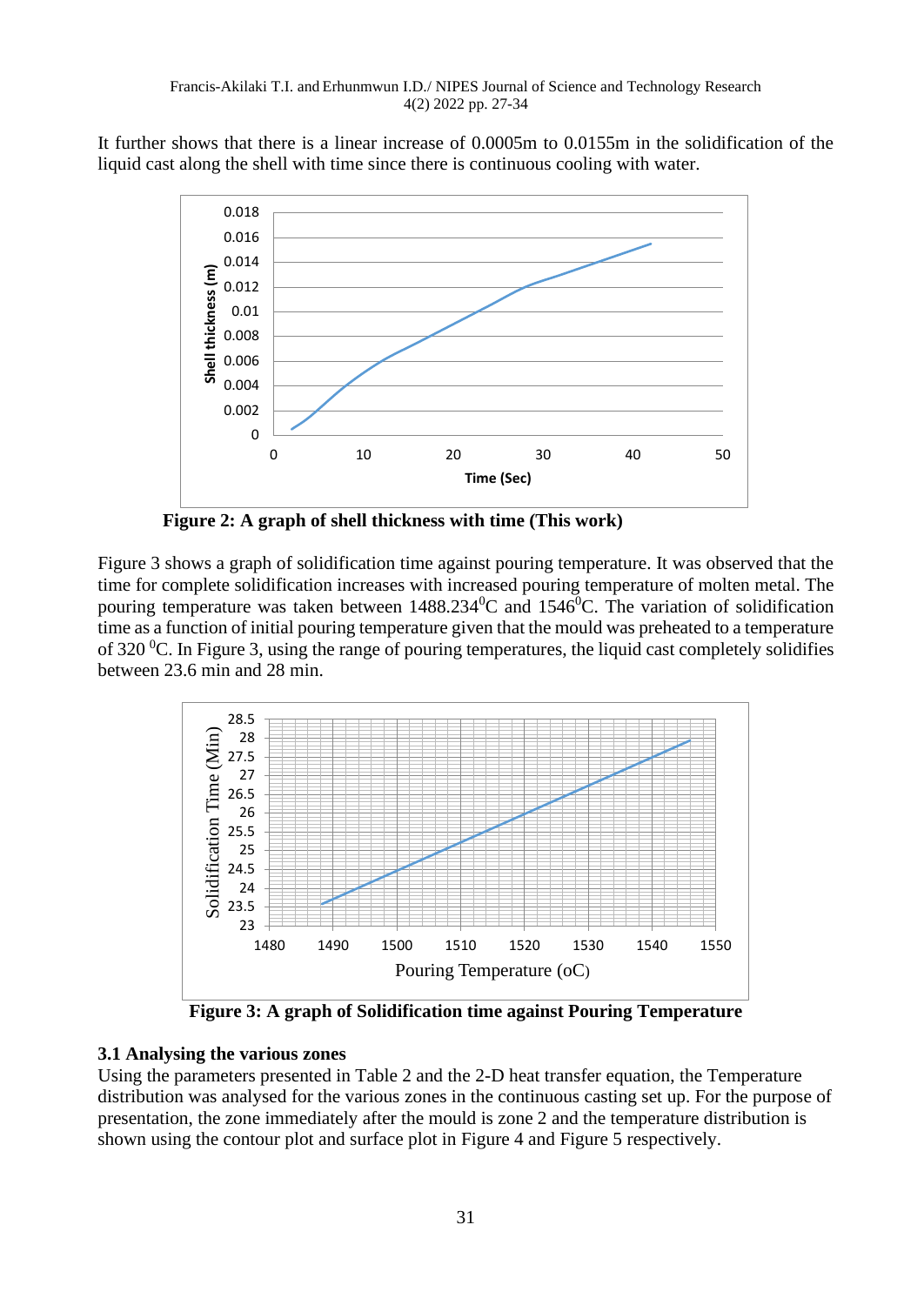It further shows that there is a linear increase of 0.0005m to 0.0155m in the solidification of the liquid cast along the shell with time since there is continuous cooling with water.

**Figure 2: A graph of shell thickness with time (This work)**

Figure 3 shows a graph of solidification time against pouring temperature. It was observed that the time for complete solidification increases with increased pouring temperature of molten metal. The pouring temperature was taken between 1488.234$^0$C and 1546$^0$C. The variation of solidification time as a function of initial pouring temperature given that the mould was preheated to a temperature of 320 $^0$C. In Figure 3, using the range of pouring temperatures, the liquid cast completely solidifies between 23.6 min and 28 min.

**Figure 3: A graph of Solidification time against Pouring Temperature**

### 3.1 Analysing the various zones

Using the parameters presented in Table 2 and the 2-D heat transfer equation, the Temperature distribution was analysed for the various zones in the continuous casting set up. For the purpose of presentation, the zone immediately after the mould is zone 2 and the temperature distribution is shown using the contour plot and surface plot in Figure 4 and Figure 5 respectively.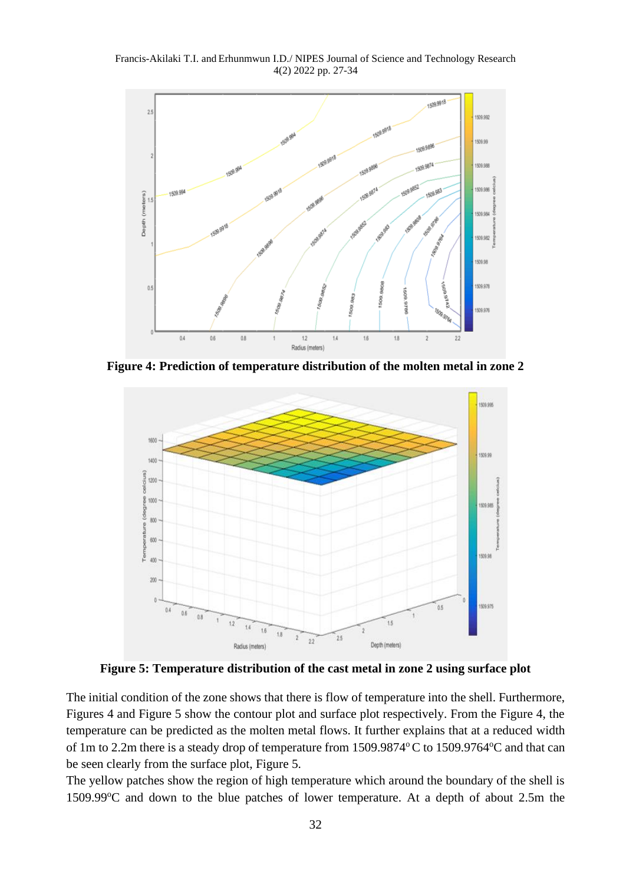**Figure 4: Prediction of temperature distribution of the molten metal in zone 2**

**Figure 5: Temperature distribution of the cast metal in zone 2 using surface plot**

The initial condition of the zone shows that there is flow of temperature into the shell. Furthermore, Figures 4 and Figure 5 show the contour plot and surface plot respectively. From the Figure 4, the temperature can be predicted as the molten metal flows. It further explains that at a reduced width of 1m to 2.2m there is a steady drop of temperature from 1509.9874$^{o}$ C to 1509.9764$^{o}$C and that can be seen clearly from the surface plot, Figure 5.

The yellow patches show the region of high temperature which around the boundary of the shell is 1509.99$^{o}$C and down to the blue patches of lower temperature. At a depth of about 2.5m the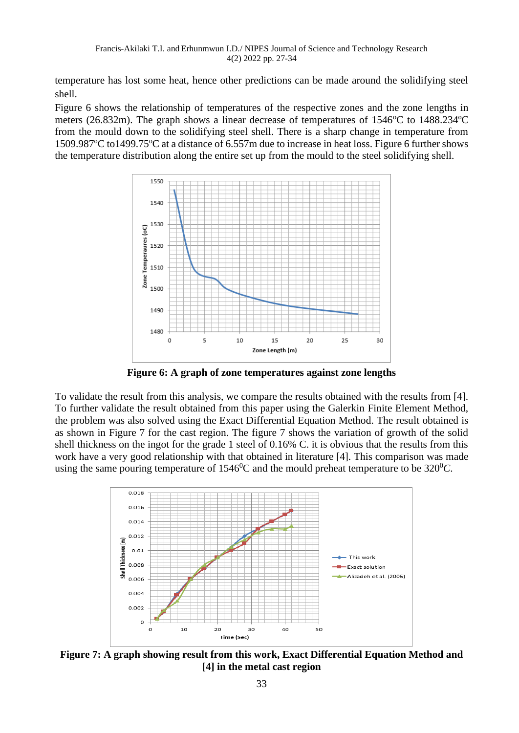temperature has lost some heat, hence other predictions can be made around the solidifying steel shell.

Figure 6 shows the relationship of temperatures of the respective zones and the zone lengths in meters (26.832m). The graph shows a linear decrease of temperatures of 1546°C to 1488.234°C from the mould down to the solidifying steel shell. There is a sharp change in temperature from 1509.987°C to1499.75°C at a distance of 6.557m due to increase in heat loss. Figure 6 further shows the temperature distribution along the entire set up from the mould to the steel solidifying shell.

**Figure 6: A graph of zone temperatures against zone lengths**

To validate the result from this analysis, we compare the results obtained with the results from [4]. To further validate the result obtained from this paper using the Galerkin Finite Element Method, the problem was also solved using the Exact Differential Equation Method. The result obtained is as shown in Figure 7 for the cast region. The figure 7 shows the variation of growth of the solid shell thickness on the ingot for the grade 1 steel of 0.16% C. it is obvious that the results from this work have a very good relationship with that obtained in literature [4]. This comparison was made using the same pouring temperature of 1546$^0$C and the mould preheat temperature to be 320$^0$*C.*

**Figure 7: A graph showing result from this work, Exact Differential Equation Method and [4] in the metal cast region**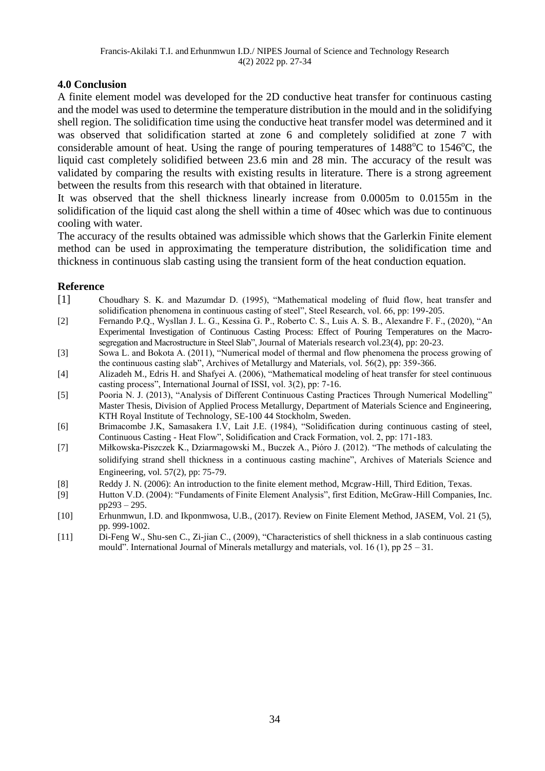## 4.0 Conclusion

A finite element model was developed for the 2D conductive heat transfer for continuous casting and the model was used to determine the temperature distribution in the mould and in the solidifying shell region. The solidification time using the conductive heat transfer model was determined and it was observed that solidification started at zone 6 and completely solidified at zone 7 with considerable amount of heat. Using the range of pouring temperatures of $1488^oC$ to $1546^oC$, the liquid cast completely solidified between 23.6 min and 28 min. The accuracy of the result was validated by comparing the results with existing results in literature. There is a strong agreement between the results from this research with that obtained in literature.

It was observed that the shell thickness linearly increase from 0.0005m to 0.0155m in the solidification of the liquid cast along the shell within a time of 40sec which was due to continuous cooling with water.

The accuracy of the results obtained was admissible which shows that the Garlerkin Finite element method can be used in approximating the temperature distribution, the solidification time and thickness in continuous slab casting using the transient form of the heat conduction equation.

## Reference

[1] Choudhary S. K. and Mazumdar D. (1995), "Mathematical modeling of fluid flow, heat transfer and solidification phenomena in continuous casting of steel", Steel Research, vol. 66, pp: 199-205.

[2] Fernando P.Q., Wysllan J. L. G., Kessina G. P., Roberto C. S., Luis A. S. B., Alexandre F. F., (2020), "An Experimental Investigation of Continuous Casting Process: Effect of Pouring Temperatures on the Macro-segregation and Macrostructure in Steel Slab", Journal of Materials research vol.23(4), pp: 20-23.

[3] Sowa L. and Bokota A. (2011), "Numerical model of thermal and flow phenomena the process growing of the continuous casting slab", Archives of Metallurgy and Materials, vol. 56(2), pp: 359-366.

[4] Alizadeh M., Edris H. and Shafyei A. (2006), "Mathematical modeling of heat transfer for steel continuous casting process", International Journal of ISSI, vol. 3(2), pp: 7-16.

[5] Pooria N. J. (2013), "Analysis of Different Continuous Casting Practices Through Numerical Modelling" Master Thesis, Division of Applied Process Metallurgy, Department of Materials Science and Engineering, KTH Royal Institute of Technology, SE-100 44 Stockholm, Sweden.

[6] Brimacombe J.K, Samasakera I.V, Lait J.E. (1984), "Solidification during continuous casting of steel, Continuous Casting - Heat Flow", Solidification and Crack Formation, vol. 2, pp: 171-183.

[7] Miłkowska-Piszczek K., Dziarmagowski M., Buczek A., Psióro J. (2012). "The methods of calculating the solidifying strand shell thickness in a continuous casting machine", Archives of Materials Science and Engineering, vol. 57(2), pp: 75-79.

[8] Reddy J. N. (2006): An introduction to the finite element method, Mcgraw-Hill, Third Edition, Texas.

[9] Hutton V.D. (2004): "Fundaments of Finite Element Analysis", first Edition, McGraw-Hill Companies, Inc. pp293 – 295.

[10] Erhunmwun, I.D. and Ikponmwosa, U.B., (2017). Review on Finite Element Method, JASEM, Vol. 21 (5), pp. 999-1002.

[11] Di-Feng W., Shu-sen C., Zi-jian C., (2009), "Characteristics of shell thickness in a slab continuous casting mould". International Journal of Minerals metallurgy and materials, vol. 16 (1), pp 25 – 31.